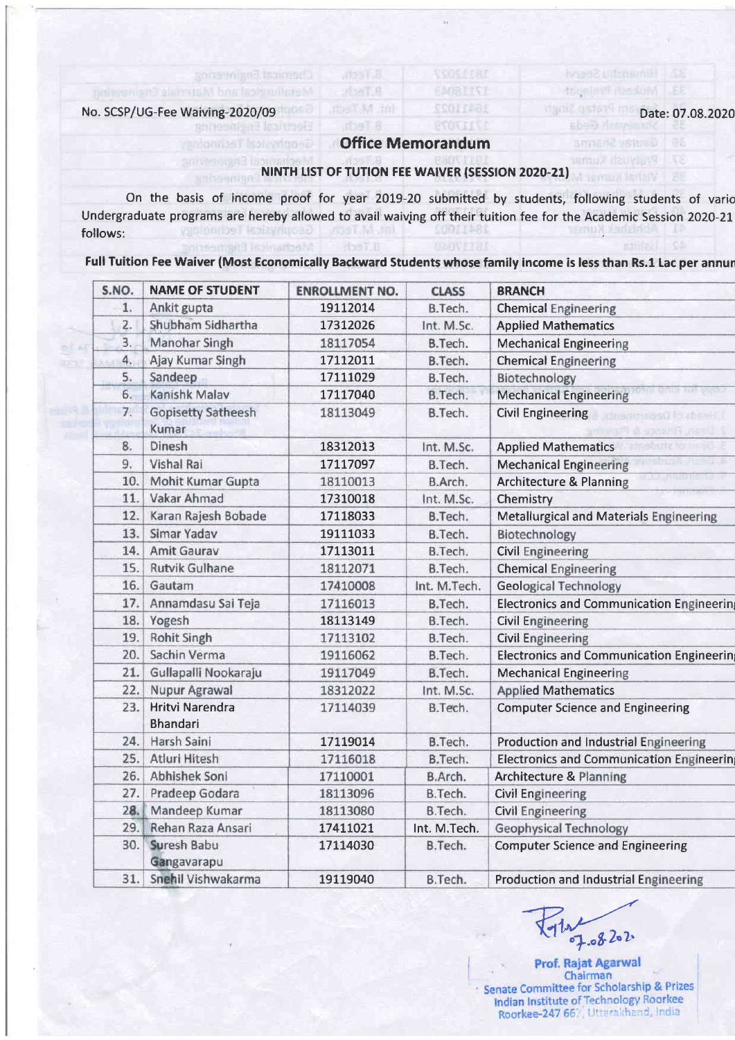No. SCSP/UG-Fee Waiving-2020/09

Date: 07.08.2020

## Office Memorandum

### NINTH LIST OF TUTION FEE WAIVER (SESSION 2020-21)

On the basis of income proof for year 2019-20 submitted by students, following students of vario Undergraduate programs are hereby allowed to avail waiving off their tuition fee for the Academic Session 2020-21 follows:

**Full Tuition Fee Waiver (Most Economically Backward Students whose family income is less than Rs.1 Lac per annur**

| S.NO. | NAME OF STUDENT | ENROLLMENT NO. | CLASS | BRANCH |
|---|---|---|---|---|
| 1. | Ankit gupta | 19112014 | B.Tech. | Chemical Engineering |
| 2. | Shubham Sidhartha | 17312026 | Int. M.Sc. | Applied Mathematics |
| 3. | Manohar Singh | 18117054 | B.Tech. | Mechanical Engineering |
| 4. | Ajay Kumar Singh | 17112011 | B.Tech. | Chemical Engineering |
| 5. | Sandeep | 17111029 | B.Tech. | Biotechnology |
| 6. | Kanishk Malav | 17117040 | B.Tech. | Mechanical Engineering |
| 7. | Gopisetty Satheesh Kumar | 18113049 | B.Tech. | Civil Engineering |
| 8. | Dinesh | 18312013 | Int. M.Sc. | Applied Mathematics |
| 9. | Vishal Rai | 17117097 | B.Tech. | Mechanical Engineering |
| 10. | Mohit Kumar Gupta | 18110013 | B.Arch. | Architecture & Planning |
| 11. | Vakar Ahmad | 17310018 | Int. M.Sc. | Chemistry |
| 12. | Karan Rajesh Bobade | 17118033 | B.Tech. | Metallurgical and Materials Engineering |
| 13. | Simar Yadav | 19111033 | B.Tech. | Biotechnology |
| 14. | Amit Gaurav | 17113011 | B.Tech. | Civil Engineering |
| 15. | Rutvik Gulhane | 18112071 | B.Tech. | Chemical Engineering |
| 16. | Gautam | 17410008 | Int. M.Tech. | Geological Technology |
| 17. | Annamdasu Sai Teja | 17116013 | B.Tech. | Electronics and Communication Engineerin |
| 18. | Yogesh | 18113149 | B.Tech. | Civil Engineering |
| 19. | Rohit Singh | 17113102 | B.Tech. | Civil Engineering |
| 20. | Sachin Verma | 19116062 | B.Tech. | Electronics and Communication Engineerin |
| 21. | Gullapalli Nookaraju | 19117049 | B.Tech. | Mechanical Engineering |
| 22. | Nupur Agrawal | 18312022 | Int. M.Sc. | Applied Mathematics |
| 23. | Hritvi Narendra Bhandari | 17114039 | B.Tech. | Computer Science and Engineering |
| 24. | Harsh Saini | 17119014 | B.Tech. | Production and Industrial Engineering |
| 25. | Atluri Hitesh | 17116018 | B.Tech. | Electronics and Communication Engineerin |
| 26. | Abhishek Soni | 17110001 | B.Arch. | Architecture & Planning |
| 27. | Pradeep Godara | 18113096 | B.Tech. | Civil Engineering |
| 28. | Mandeep Kumar | 18113080 | B.Tech. | Civil Engineering |
| 29. | Rehan Raza Ansari | 17411021 | Int. M.Tech. | Geophysical Technology |
| 30. | Suresh Babu Gangavarapu | 17114030 | B.Tech. | Computer Science and Engineering |
| 31. | Snehil Vishwakarma | 19119040 | B.Tech. | Production and Industrial Engineering |

07.08.2020

**Prof. Rajat Agarwal**
Chairman
Senate Committee for Scholarship & Prizes
Indian Institute of Technology Roorkee
Roorkee-247 667, Uttarakhand, India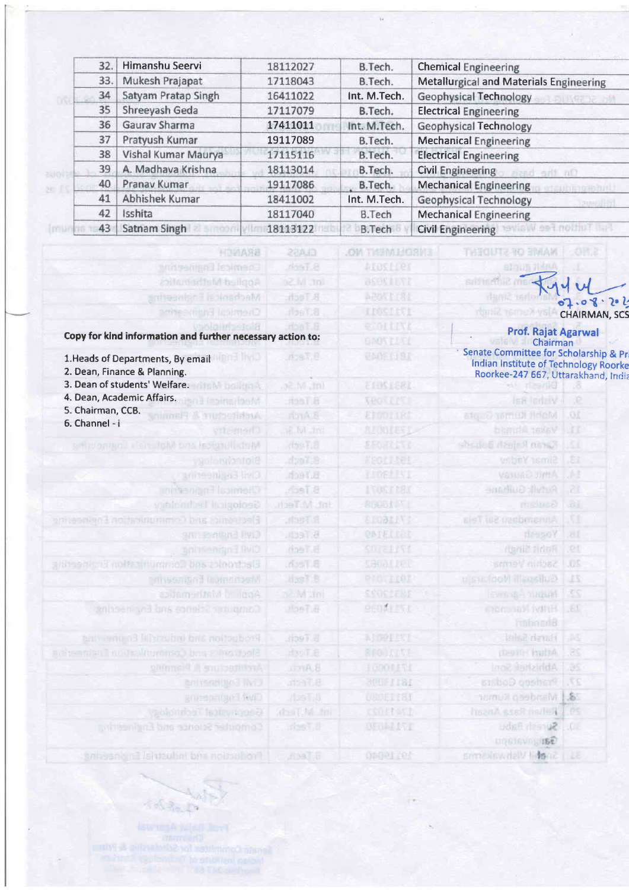| | | | | |
|---|---|---|---|---|
| 32. | Himanshu Seervi | 18112027 | B.Tech. | Chemical Engineering |
| 33. | Mukesh Prajapat | 17118043 | B.Tech. | Metallurgical and Materials Engineering |
| 34 | Satyam Pratap Singh | 16411022 | Int. M.Tech. | Geophysical Technology |
| 35 | Shreeyash Geda | 17117079 | B.Tech. | Electrical Engineering |
| 36 | Gaurav Sharma | 17411011 | Int. M.Tech. | Geophysical Technology |
| 37 | Pratyush Kumar | 19117089 | B.Tech. | Mechanical Engineering |
| 38 | Vishal Kumar Maurya | 17115116 | B.Tech. | Electrical Engineering |
| 39 | A. Madhava Krishna | 18113014 | B.Tech. | Civil Engineering |
| 40 | Pranav Kumar | 19117086 | B.Tech. | Mechanical Engineering |
| 41 | Abhishek Kumar | 18411002 | Int. M.Tech. | Geophysical Technology |
| 42 | Isshita | 18117040 | B.Tech | Mechanical Engineering |
| 43 | Satnam Singh | 18113122 | B.Tech | Civil Engineering |

07.08.2020

CHAIRMAN, SCS

**Prof. Rajat Agarwal**
Chairman
Senate Committee for Scholarship & Pr
Indian Institute of Technology Roorke
Roorkee-247 667, Uttarakhand, India

**Copy for kind information and further necessary action to:**

1. Heads of Departments, By email
2. Dean, Finance & Planning.
3. Dean of students' Welfare.
4. Dean, Academic Affairs.
5. Chairman, CCB.
6. Channel - i